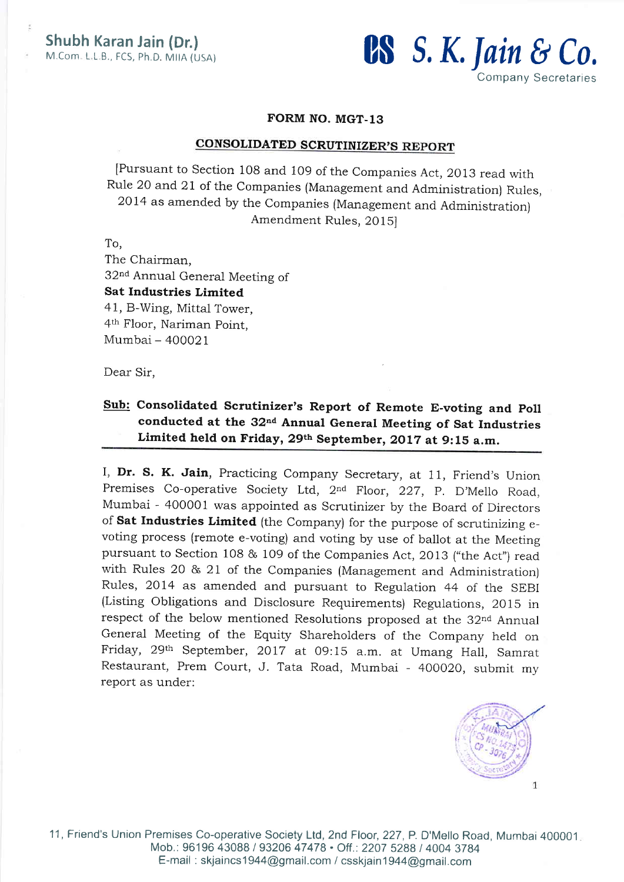Shubh Karan Jain (Dr.)
M.Com. L.L.B., FCS, Ph.D. MIIA (USA)

**S. K. Jain & Co.**
Company Secretaries

## FORM NO. MGT-13

## CONSOLIDATED SCRUTINIZER'S REPORT

[Pursuant to Section 108 and 109 of the Companies Act, 2013 read with Rule 20 and 21 of the Companies (Management and Administration) Rules, 2014 as amended by the Companies (Management and Administration) Amendment Rules, 2015]

To,
The Chairman,
32nd Annual General Meeting of
**Sat Industries Limited**
41, B-Wing, Mittal Tower,
4th Floor, Nariman Point,
Mumbai – 400021

Dear Sir,

**Sub: Consolidated Scrutinizer's Report of Remote E-voting and Poll conducted at the 32nd Annual General Meeting of Sat Industries Limited held on Friday, 29th September, 2017 at 9:15 a.m.**

I, **Dr. S. K. Jain**, Practicing Company Secretary, at 11, Friend's Union Premises Co-operative Society Ltd, 2nd Floor, 227, P. D'Mello Road, Mumbai - 400001 was appointed as Scrutinizer by the Board of Directors of **Sat Industries Limited** (the Company) for the purpose of scrutinizing e-voting process (remote e-voting) and voting by use of ballot at the Meeting pursuant to Section 108 & 109 of the Companies Act, 2013 ("the Act") read with Rules 20 & 21 of the Companies (Management and Administration) Rules, 2014 as amended and pursuant to Regulation 44 of the SEBI (Listing Obligations and Disclosure Requirements) Regulations, 2015 in respect of the below mentioned Resolutions proposed at the 32nd Annual General Meeting of the Equity Shareholders of the Company held on Friday, 29th September, 2017 at 09:15 a.m. at Umang Hall, Samrat Restaurant, Prem Court, J. Tata Road, Mumbai - 400020, submit my report as under:

11, Friend's Union Premises Co-operative Society Ltd, 2nd Floor, 227, P. D'Mello Road, Mumbai 400001.
Mob.: 96196 43088 / 93206 47478 • Off.: 2207 5288 / 4004 3784
E-mail : skjaincs1944@gmail.com / csskjain1944@gmail.com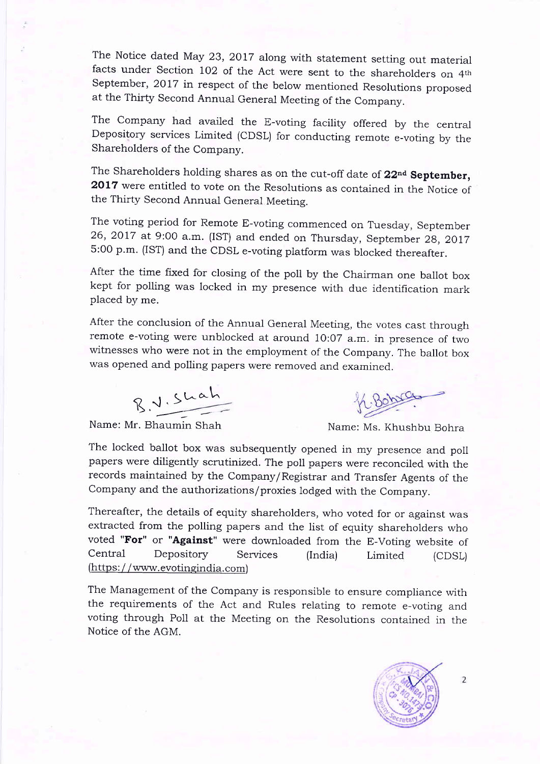The Notice dated May 23, 2017 along with statement setting out material facts under Section 102 of the Act were sent to the shareholders on 4th September, 2017 in respect of the below mentioned Resolutions proposed at the Thirty Second Annual General Meeting of the Company.

The Company had availed the E-voting facility offered by the central Depository services Limited (CDSL) for conducting remote e-voting by the Shareholders of the Company.

The Shareholders holding shares as on the cut-off date of **22nd September, 2017** were entitled to vote on the Resolutions as contained in the Notice of the Thirty Second Annual General Meeting.

The voting period for Remote E-voting commenced on Tuesday, September 26, 2017 at 9:00 a.m. (IST) and ended on Thursday, September 28, 2017 5:00 p.m. (IST) and the CDSL e-voting platform was blocked thereafter.

After the time fixed for closing of the poll by the Chairman one ballot box kept for polling was locked in my presence with due identification mark placed by me.

After the conclusion of the Annual General Meeting, the votes cast through remote e-voting were unblocked at around 10:07 a.m. in presence of two witnesses who were not in the employment of the Company. The ballot box was opened and polling papers were removed and examined.

| Name: Mr. Bhaumin Shah | Name: Ms. Khushbu Bohra |
| --- | --- |

The locked ballot box was subsequently opened in my presence and poll papers were diligently scrutinized. The poll papers were reconciled with the records maintained by the Company/Registrar and Transfer Agents of the Company and the authorizations/proxies lodged with the Company.

Thereafter, the details of equity shareholders, who voted for or against was extracted from the polling papers and the list of equity shareholders who voted **"For"** or **"Against"** were downloaded from the E-Voting website of Central Depository Services (India) Limited (CDSL) (https://www.evotingindia.com)

The Management of the Company is responsible to ensure compliance with the requirements of the Act and Rules relating to remote e-voting and voting through Poll at the Meeting on the Resolutions contained in the Notice of the AGM.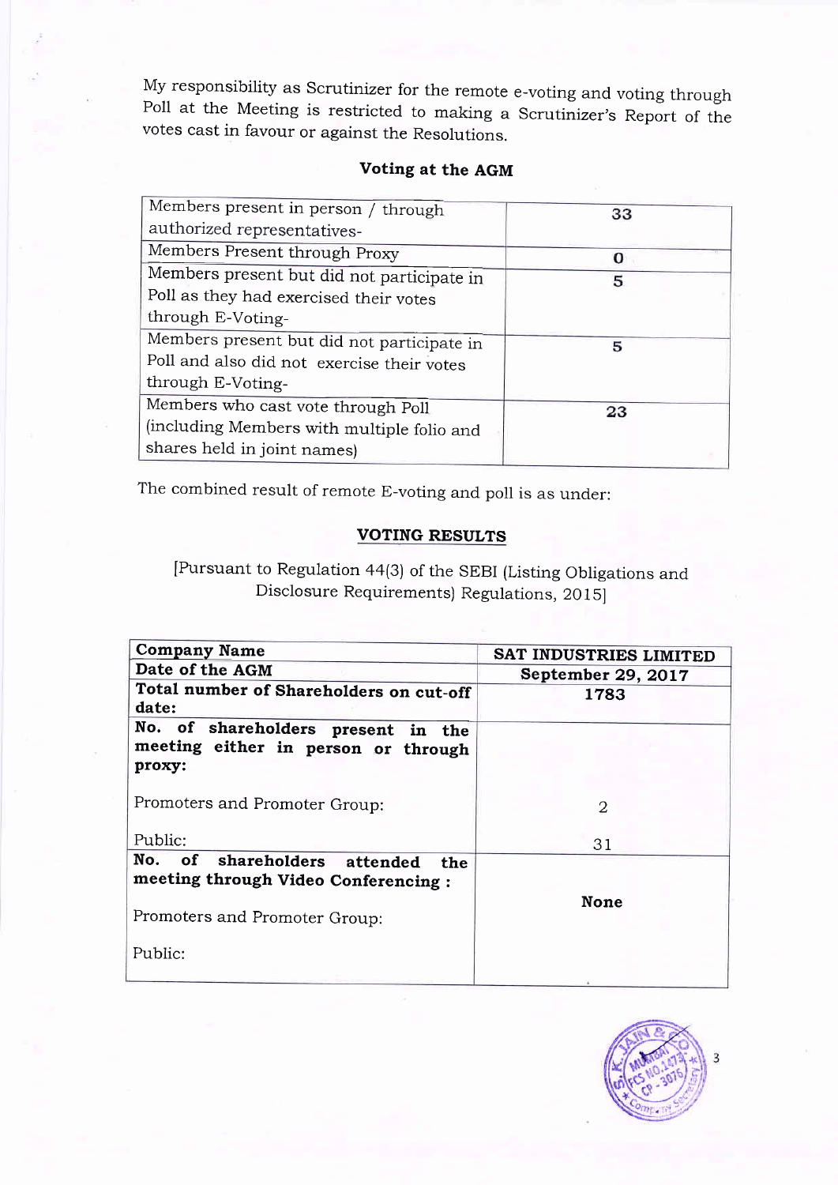My responsibility as Scrutinizer for the remote e-voting and voting through Poll at the Meeting is restricted to making a Scrutinizer's Report of the votes cast in favour or against the Resolutions.

**Voting at the AGM**

| | |
|---|---|
| Members present in person / through authorized representatives- | **33** |
| Members Present through Proxy | **0** |
| Members present but did not participate in Poll as they had exercised their votes through E-Voting- | **5** |
| Members present but did not participate in Poll and also did not exercise their votes through E-Voting- | **5** |
| Members who cast vote through Poll (including Members with multiple folio and shares held in joint names) | **23** |

The combined result of remote E-voting and poll is as under:

## VOTING RESULTS

[Pursuant to Regulation 44(3) of the SEBI (Listing Obligations and Disclosure Requirements) Regulations, 2015]

| | |
|---|---|
| **Company Name** | **SAT INDUSTRIES LIMITED** |
| **Date of the AGM** | **September 29, 2017** |
| **Total number of Shareholders on cut-off date:** | **1783** |
| **No. of shareholders present in the meeting either in person or through proxy:**<br><br>Promoters and Promoter Group:<br><br>Public: | <br><br><br>2<br><br>31 |
| **No. of shareholders attended the meeting through Video Conferencing :**<br><br>Promoters and Promoter Group:<br><br>Public: | **None** |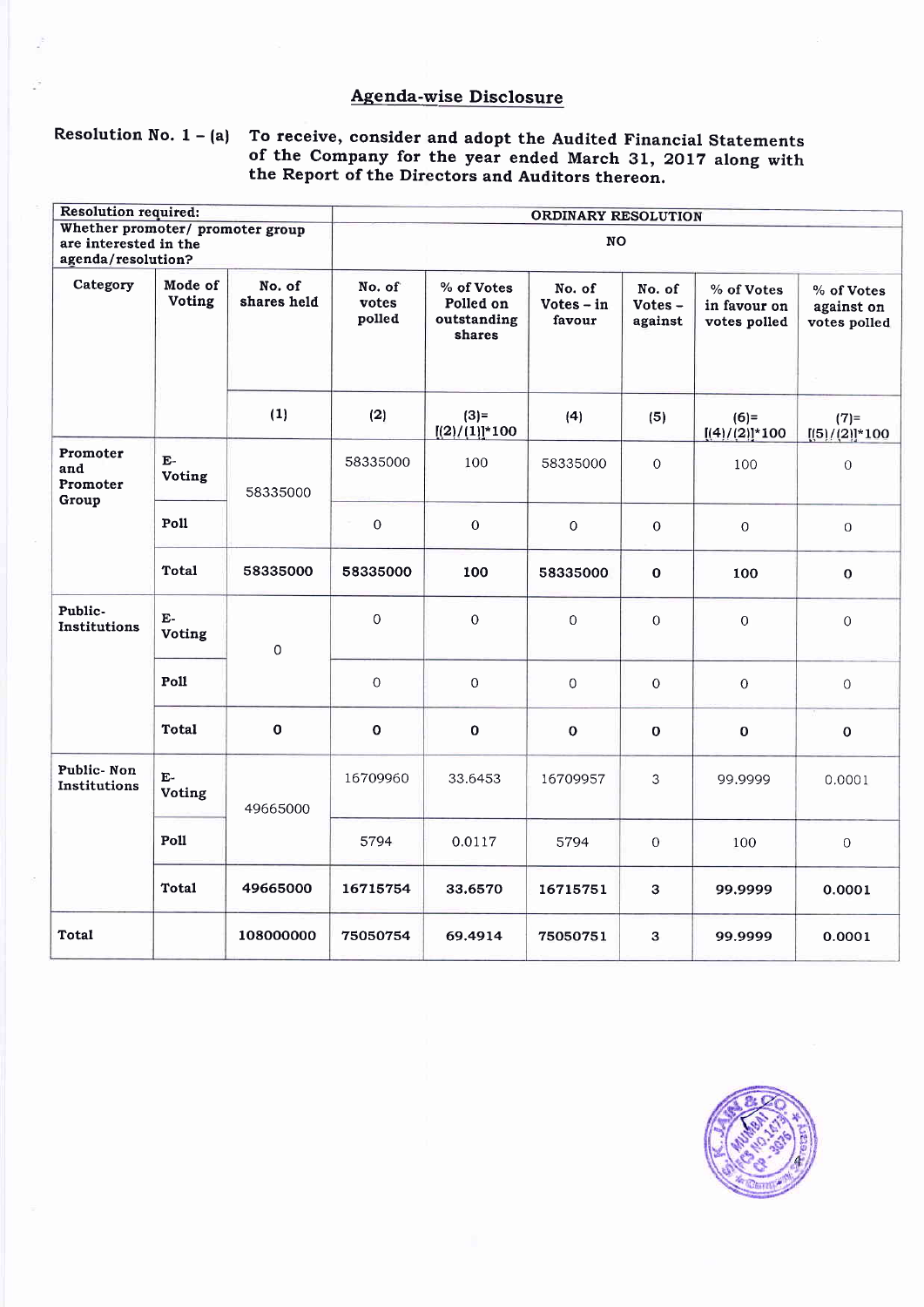## Agenda-wise Disclosure

**Resolution No. 1 – (a)** To receive, consider and adopt the Audited Financial Statements of the Company for the year ended March 31, 2017 along with the Report of the Directors and Auditors thereon.

| Resolution required: | | | ORDINARY RESOLUTION | | | | | |
|---|---|---|---|---|---|---|---|---|
| Whether promoter/ promoter group are interested in the agenda/resolution? | | | NO | | | | | |
| Category | Mode of Voting | No. of shares held | No. of votes polled | % of Votes Polled on outstanding shares | No. of Votes – in favour | No. of Votes – against | % of Votes in favour on votes polled | % of Votes against on votes polled |
| | | (1) | (2) | (3)=[(2)/(1)]*100 | (4) | (5) | (6)=[(4)/(2)]*100 | (7)=[(5)/(2)]*100 |
| Promoter and Promoter Group | E-Voting | 58335000 | 58335000 | 100 | 58335000 | 0 | 100 | 0 |
| | Poll | | 0 | 0 | 0 | 0 | 0 | 0 |
| | **Total** | **58335000** | **58335000** | **100** | **58335000** | **0** | **100** | **0** |
| Public- Institutions | E-Voting | 0 | 0 | 0 | 0 | 0 | 0 | 0 |
| | Poll | | 0 | 0 | 0 | 0 | 0 | 0 |
| | **Total** | **0** | **0** | **0** | **0** | **0** | **0** | **0** |
| Public- Non Institutions | E-Voting | 49665000 | 16709960 | 33.6453 | 16709957 | 3 | 99.9999 | 0.0001 |
| | Poll | | 5794 | 0.0117 | 5794 | 0 | 100 | 0 |
| | **Total** | **49665000** | **16715754** | **33.6570** | **16715751** | **3** | **99.9999** | **0.0001** |
| **Total** | | **108000000** | **75050754** | **69.4914** | **75050751** | **3** | **99.9999** | **0.0001** |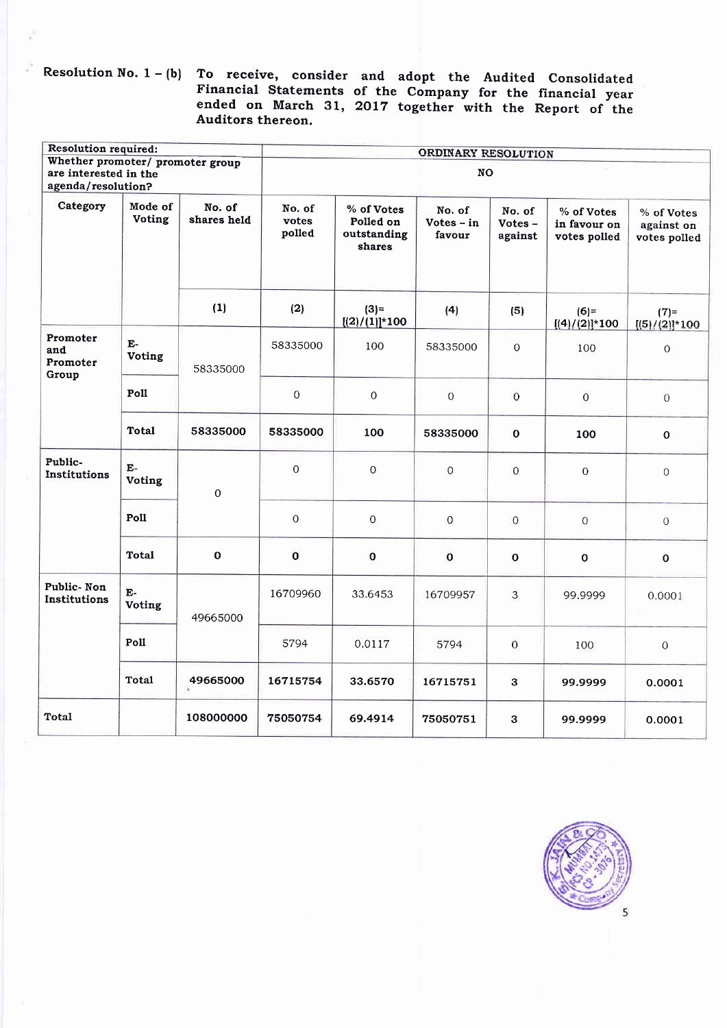**Resolution No. 1 – (b)** To receive, consider and adopt the Audited Consolidated Financial Statements of the Company for the financial year ended on March 31, 2017 together with the Report of the Auditors thereon.

| Resolution required: | | | ORDINARY RESOLUTION | | | | | |
|---|---|---|---|---|---|---|---|---|
| Whether promoter/ promoter group are interested in the agenda/resolution? | | | NO | | | | | |
| Category | Mode of Voting | No. of shares held | No. of votes polled | % of Votes Polled on outstanding shares | No. of Votes – in favour | No. of Votes – against | % of Votes in favour on votes polled | % of Votes against on votes polled |
| | | (1) | (2) | (3)= [(2)/(1)]*100 | (4) | (5) | (6)= [(4)/(2)]*100 | (7)= [(5)/(2)]*100 |
| Promoter and Promoter Group | E-Voting | 58335000 | 58335000 | 100 | 58335000 | 0 | 100 | 0 |
| | Poll | | 0 | 0 | 0 | 0 | 0 | 0 |
| | **Total** | **58335000** | **58335000** | **100** | **58335000** | **0** | **100** | **0** |
| Public- Institutions | E-Voting | 0 | 0 | 0 | 0 | 0 | 0 | 0 |
| | Poll | | 0 | 0 | 0 | 0 | 0 | 0 |
| | **Total** | **0** | **0** | **0** | **0** | **0** | **0** | **0** |
| Public- Non Institutions | E-Voting | 49665000 | 16709960 | 33.6453 | 16709957 | 3 | 99.9999 | 0.0001 |
| | Poll | | 5794 | 0.0117 | 5794 | 0 | 100 | 0 |
| | **Total** | **49665000** | **16715754** | **33.6570** | **16715751** | **3** | **99.9999** | **0.0001** |
| **Total** | | **108000000** | **75050754** | **69.4914** | **75050751** | **3** | **99.9999** | **0.0001** |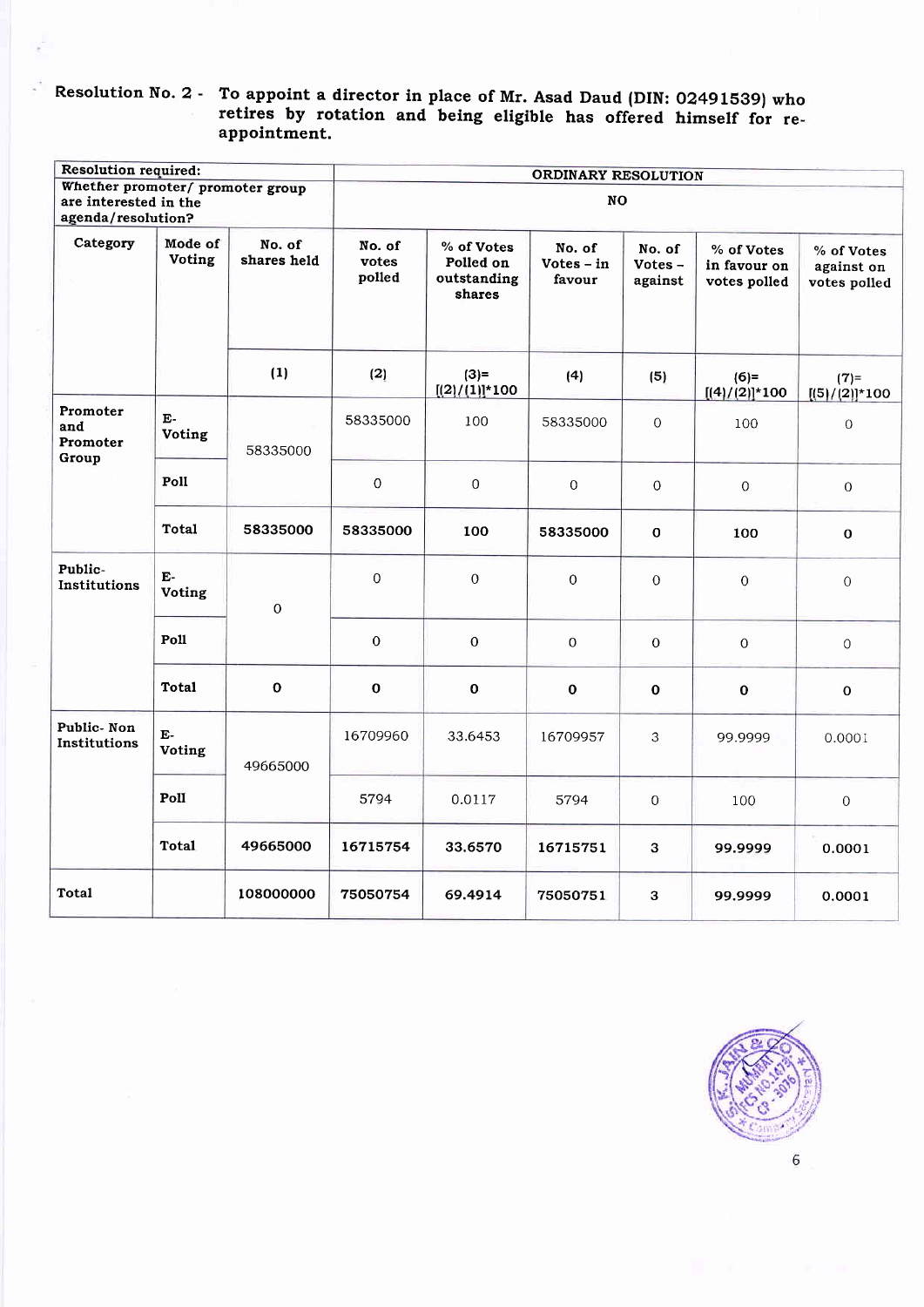**Resolution No. 2 -** **To appoint a director in place of Mr. Asad Daud (DIN: 02491539) who retires by rotation and being eligible has offered himself for re-appointment.**

| Resolution required: | | | ORDINARY RESOLUTION | | | | | |
|---|---|---|---|---|---|---|---|---|
| Whether promoter/ promoter group are interested in the agenda/resolution? | | | NO | | | | | |
| Category | Mode of Voting | No. of shares held | No. of votes polled | % of Votes Polled on outstanding shares | No. of Votes – in favour | No. of Votes – against | % of Votes in favour on votes polled | % of Votes against on votes polled |
| | | (1) | (2) | (3)= [(2)/(1)]*100 | (4) | (5) | (6)= [(4)/(2)]*100 | (7)= [(5)/(2)]*100 |
| Promoter and Promoter Group | E-Voting | 58335000 | 58335000 | 100 | 58335000 | 0 | 100 | 0 |
| | Poll | | 0 | 0 | 0 | 0 | 0 | 0 |
| | **Total** | **58335000** | **58335000** | **100** | **58335000** | **0** | **100** | **0** |
| Public-Institutions | E-Voting | 0 | 0 | 0 | 0 | 0 | 0 | 0 |
| | Poll | | 0 | 0 | 0 | 0 | 0 | 0 |
| | **Total** | **0** | **0** | **0** | **0** | **0** | **0** | **0** |
| Public- Non Institutions | E-Voting | 49665000 | 16709960 | 33.6453 | 16709957 | 3 | 99.9999 | 0.0001 |
| | Poll | | 5794 | 0.0117 | 5794 | 0 | 100 | 0 |
| | **Total** | **49665000** | **16715754** | **33.6570** | **16715751** | **3** | **99.9999** | **0.0001** |
| **Total** | | **108000000** | **75050754** | **69.4914** | **75050751** | **3** | **99.9999** | **0.0001** |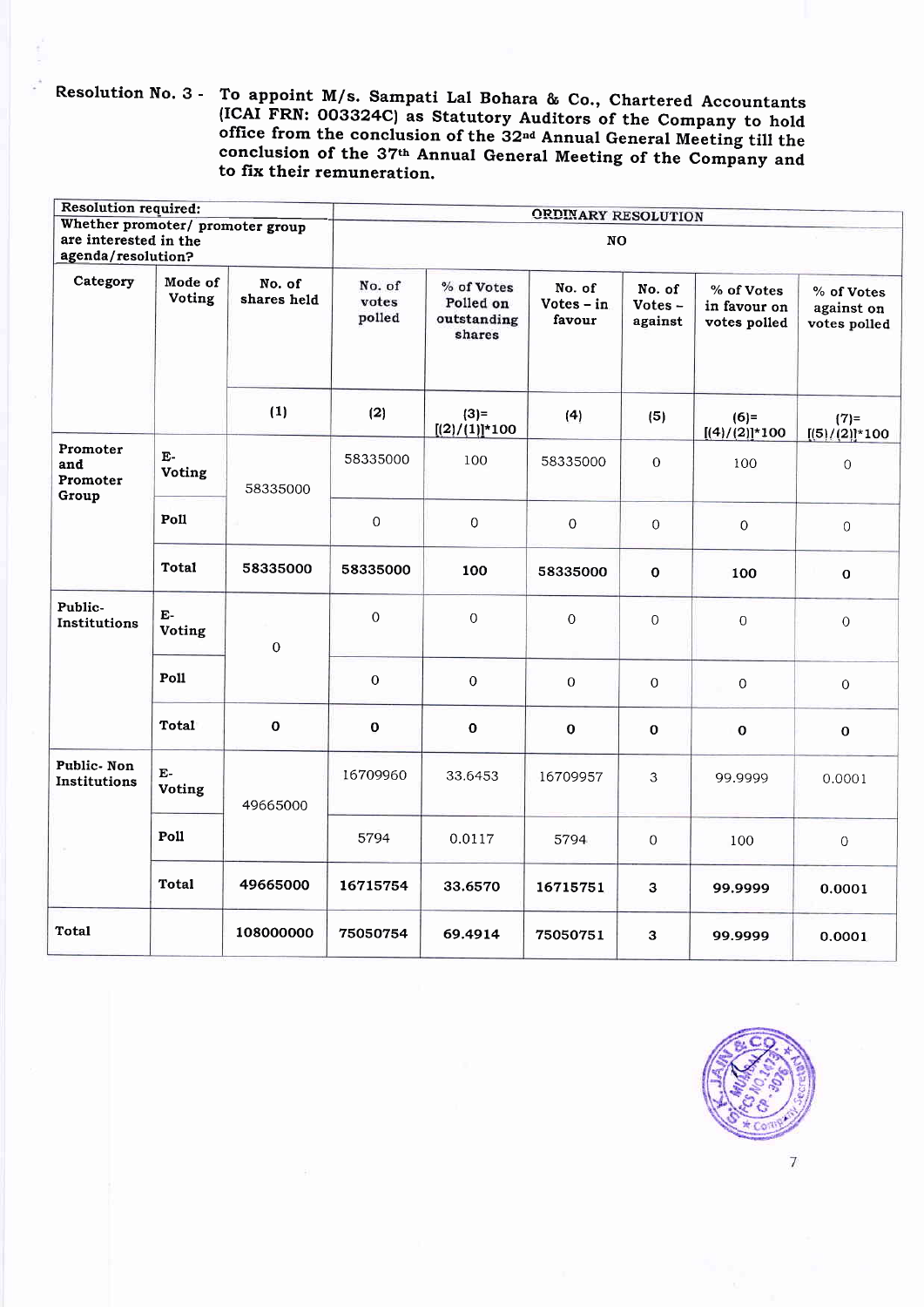**Resolution No. 3 -** **To appoint M/s. Sampati Lal Bohara & Co., Chartered Accountants (ICAI FRN: 003324C) as Statutory Auditors of the Company to hold office from the conclusion of the 32nd Annual General Meeting till the conclusion of the 37th Annual General Meeting of the Company and to fix their remuneration.**

| Resolution required: | | | ORDINARY RESOLUTION | | | | | | |
|---|---|---|---|---|---|---|---|---|---|
| Whether promoter/ promoter group are interested in the agenda/resolution? | | | NO | | | | | | |
| Category | Mode of Voting | No. of shares held | No. of votes polled | % of Votes Polled on outstanding shares | No. of Votes – in favour | No. of Votes – against | % of Votes in favour on votes polled | % of Votes against on votes polled |
| | | (1) | (2) | (3)= [(2)/(1)]*100 | (4) | (5) | (6)= [(4)/(2)]*100 | (7)= [(5)/(2)]*100 |
| Promoter and Promoter Group | E-Voting | 58335000 | 58335000 | 100 | 58335000 | 0 | 100 | 0 |
| | Poll | | 0 | 0 | 0 | 0 | 0 | 0 |
| | **Total** | **58335000** | **58335000** | **100** | **58335000** | **0** | **100** | **0** |
| Public- Institutions | E-Voting | 0 | 0 | 0 | 0 | 0 | 0 | 0 |
| | Poll | | 0 | 0 | 0 | 0 | 0 | 0 |
| | **Total** | **0** | **0** | **0** | **0** | **0** | **0** | **0** |
| Public- Non Institutions | E-Voting | 49665000 | 16709960 | 33.6453 | 16709957 | 3 | 99.9999 | 0.0001 |
| | Poll | | 5794 | 0.0117 | 5794 | 0 | 100 | 0 |
| | **Total** | **49665000** | **16715754** | **33.6570** | **16715751** | **3** | **99.9999** | **0.0001** |
| **Total** | | **108000000** | **75050754** | **69.4914** | **75050751** | **3** | **99.9999** | **0.0001** |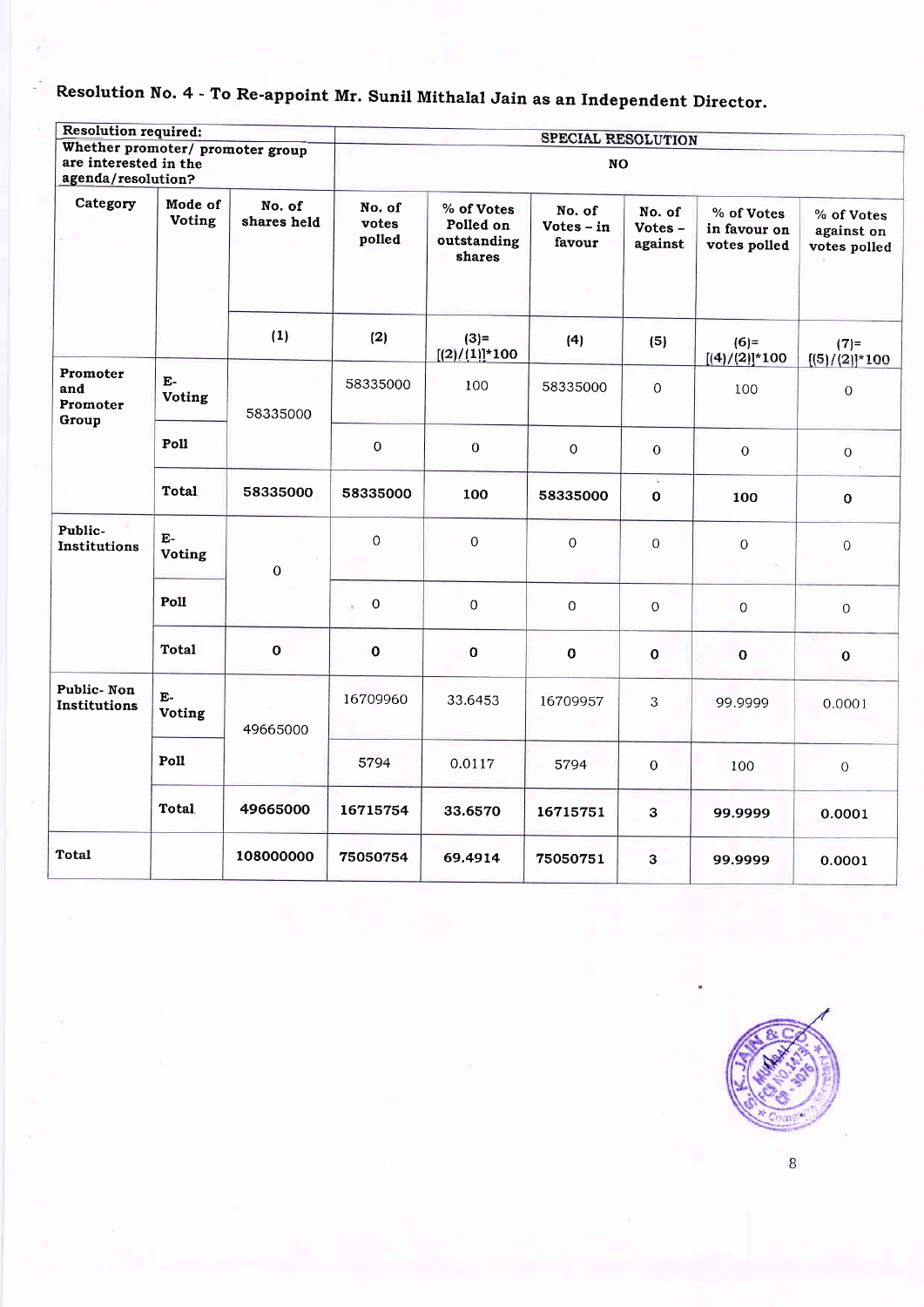## Resolution No. 4 - To Re-appoint Mr. Sunil Mithalal Jain as an Independent Director.

| Resolution required: | | | SPECIAL RESOLUTION | | | | | |
|---|---|---|---|---|---|---|---|---|
| Whether promoter/ promoter group are interested in the agenda/resolution? | | | NO | | | | | |
| Category | Mode of Voting | No. of shares held | No. of votes polled | % of Votes Polled on outstanding shares | No. of Votes – in favour | No. of Votes – against | % of Votes in favour on votes polled | % of Votes against on votes polled |
| | | (1) | (2) | (3)= [(2)/(1)]*100 | (4) | (5) | (6)= [(4)/(2)]*100 | (7)= [(5)/(2)]*100 |
| Promoter and Promoter Group | E-Voting | 58335000 | 58335000 | 100 | 58335000 | 0 | 100 | 0 |
| | Poll | | 0 | 0 | 0 | 0 | 0 | 0 |
| | **Total** | **58335000** | **58335000** | **100** | **58335000** | **0** | **100** | **0** |
| Public-Institutions | E-Voting | 0 | 0 | 0 | 0 | 0 | 0 | 0 |
| | Poll | | 0 | 0 | 0 | 0 | 0 | 0 |
| | **Total** | **0** | **0** | **0** | **0** | **0** | **0** | **0** |
| Public- Non Institutions | E-Voting | 49665000 | 16709960 | 33.6453 | 16709957 | 3 | 99.9999 | 0.0001 |
| | Poll | | 5794 | 0.0117 | 5794 | 0 | 100 | 0 |
| | **Total** | **49665000** | **16715754** | **33.6570** | **16715751** | **3** | **99.9999** | **0.0001** |
| **Total** | | **108000000** | **75050754** | **69.4914** | **75050751** | **3** | **99.9999** | **0.0001** |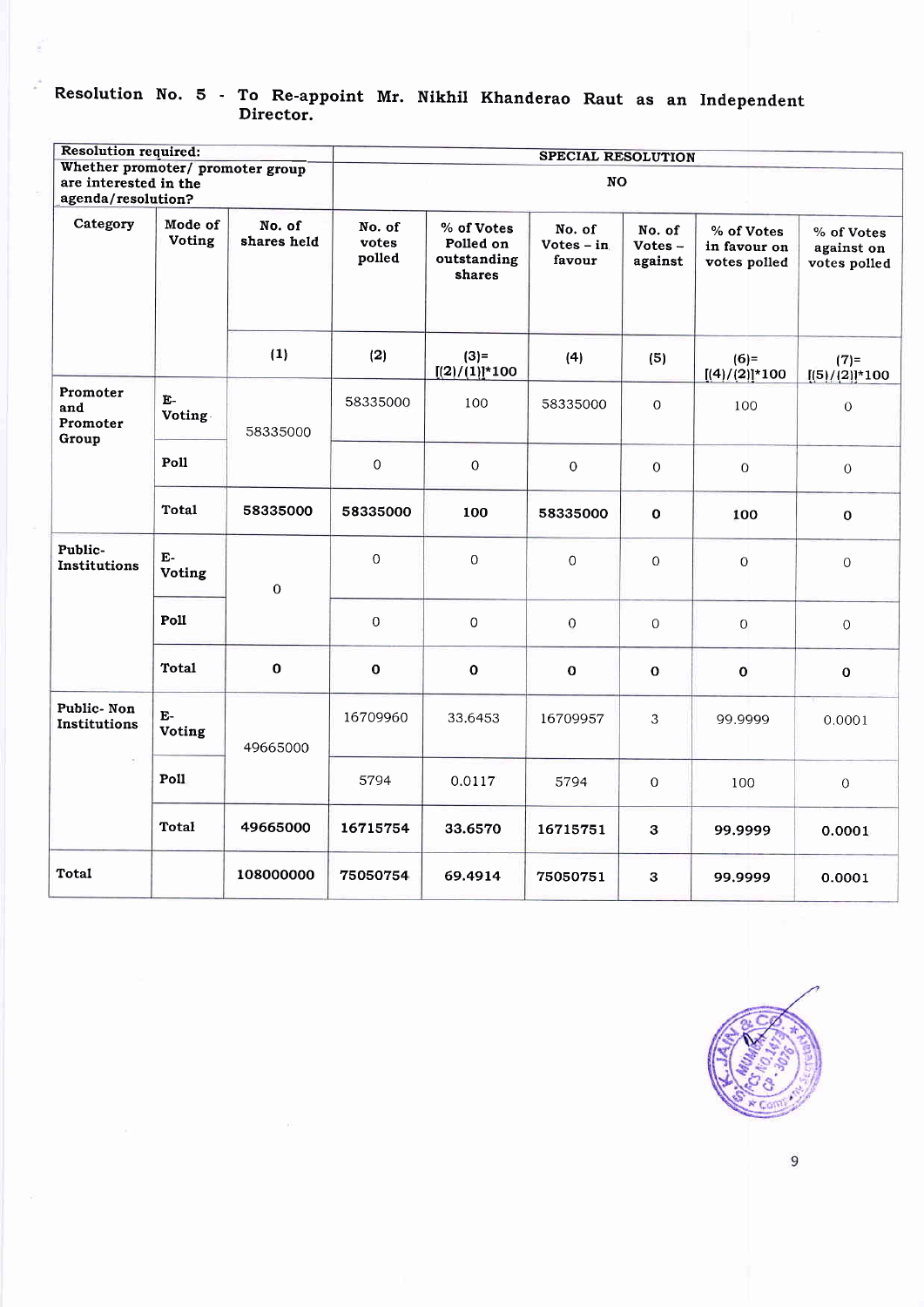## Resolution No. 5 - To Re-appoint Mr. Nikhil Khanderao Raut as an Independent Director.

| Resolution required: | | | SPECIAL RESOLUTION | | | | | |
|---|---|---|---|---|---|---|---|---|
| Whether promoter/ promoter group are interested in the agenda/resolution? | | | NO | | | | | |
| Category | Mode of Voting | No. of shares held | No. of votes polled | % of Votes Polled on outstanding shares | No. of Votes – in favour | No. of Votes – against | % of Votes in favour on votes polled | % of Votes against on votes polled |
| | | (1) | (2) | (3)= [(2)/(1)]*100 | (4) | (5) | (6)= [(4)/(2)]*100 | (7)= [(5)/(2)]*100 |
| Promoter and Promoter Group | E-Voting | 58335000 | 58335000 | 100 | 58335000 | 0 | 100 | 0 |
| | Poll | | 0 | 0 | 0 | 0 | 0 | 0 |
| | **Total** | **58335000** | **58335000** | **100** | **58335000** | **0** | **100** | **0** |
| Public-Institutions | E-Voting | 0 | 0 | 0 | 0 | 0 | 0 | 0 |
| | Poll | | 0 | 0 | 0 | 0 | 0 | 0 |
| | **Total** | **0** | **0** | **0** | **0** | **0** | **0** | **0** |
| Public- Non Institutions | E-Voting | 49665000 | 16709960 | 33.6453 | 16709957 | 3 | 99.9999 | 0.0001 |
| | Poll | | 5794 | 0.0117 | 5794 | 0 | 100 | 0 |
| | **Total** | **49665000** | **16715754** | **33.6570** | **16715751** | **3** | **99.9999** | **0.0001** |
| **Total** | | **108000000** | **75050754** | **69.4914** | **75050751** | **3** | **99.9999** | **0.0001** |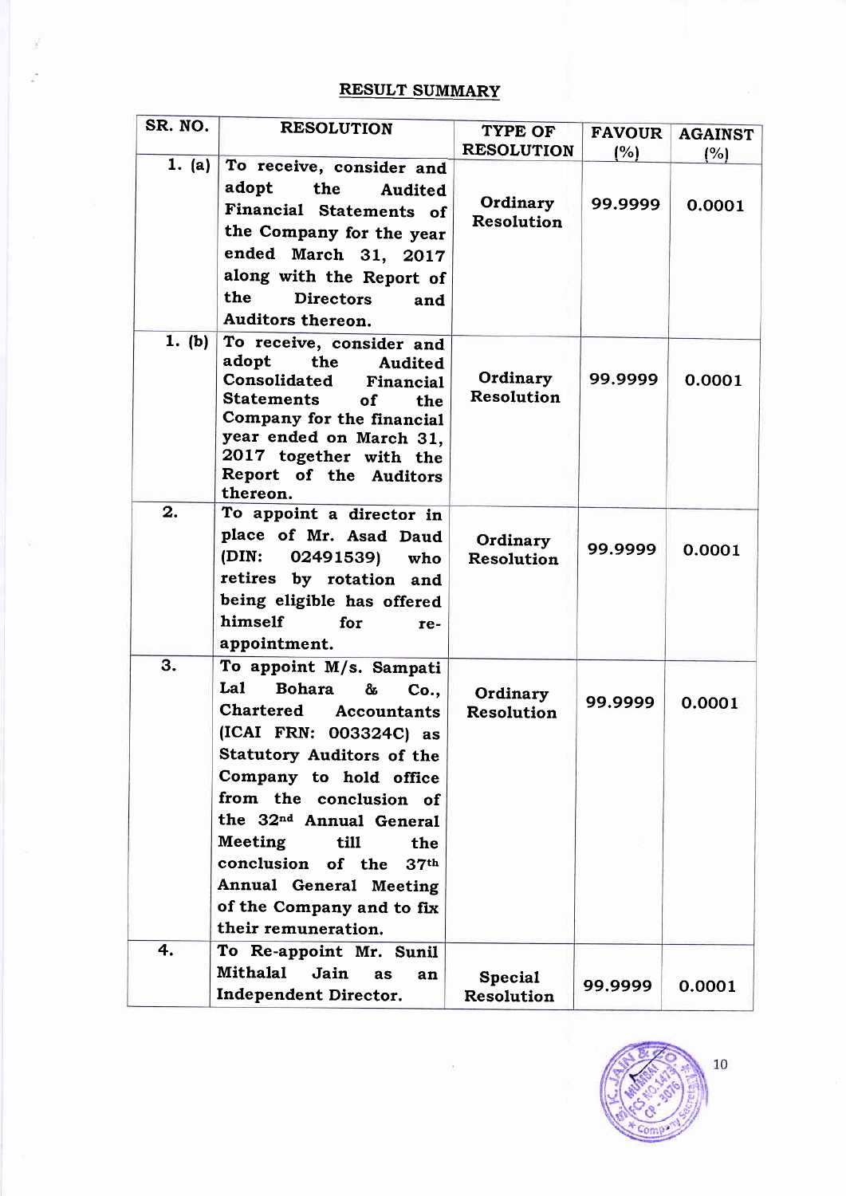## RESULT SUMMARY

| SR. NO. | RESOLUTION | TYPE OF RESOLUTION | FAVOUR (%) | AGAINST (%) |
|---|---|---|---|---|
| 1. (a) | To receive, consider and adopt the Audited Financial Statements of the Company for the year ended March 31, 2017 along with the Report of the Directors and Auditors thereon. | Ordinary Resolution | 99.9999 | 0.0001 |
| 1. (b) | To receive, consider and adopt the Audited Consolidated Financial Statements of the Company for the financial year ended on March 31, 2017 together with the Report of the Auditors thereon. | Ordinary Resolution | 99.9999 | 0.0001 |
| 2. | To appoint a director in place of Mr. Asad Daud (DIN: 02491539) who retires by rotation and being eligible has offered himself for re-appointment. | Ordinary Resolution | 99.9999 | 0.0001 |
| 3. | To appoint M/s. Sampati Lal Bohara & Co., Chartered Accountants (ICAI FRN: 003324C) as Statutory Auditors of the Company to hold office from the conclusion of the 32nd Annual General Meeting till the conclusion of the 37th Annual General Meeting of the Company and to fix their remuneration. | Ordinary Resolution | 99.9999 | 0.0001 |
| 4. | To Re-appoint Mr. Sunil Mithalal Jain as an Independent Director. | Special Resolution | 99.9999 | 0.0001 |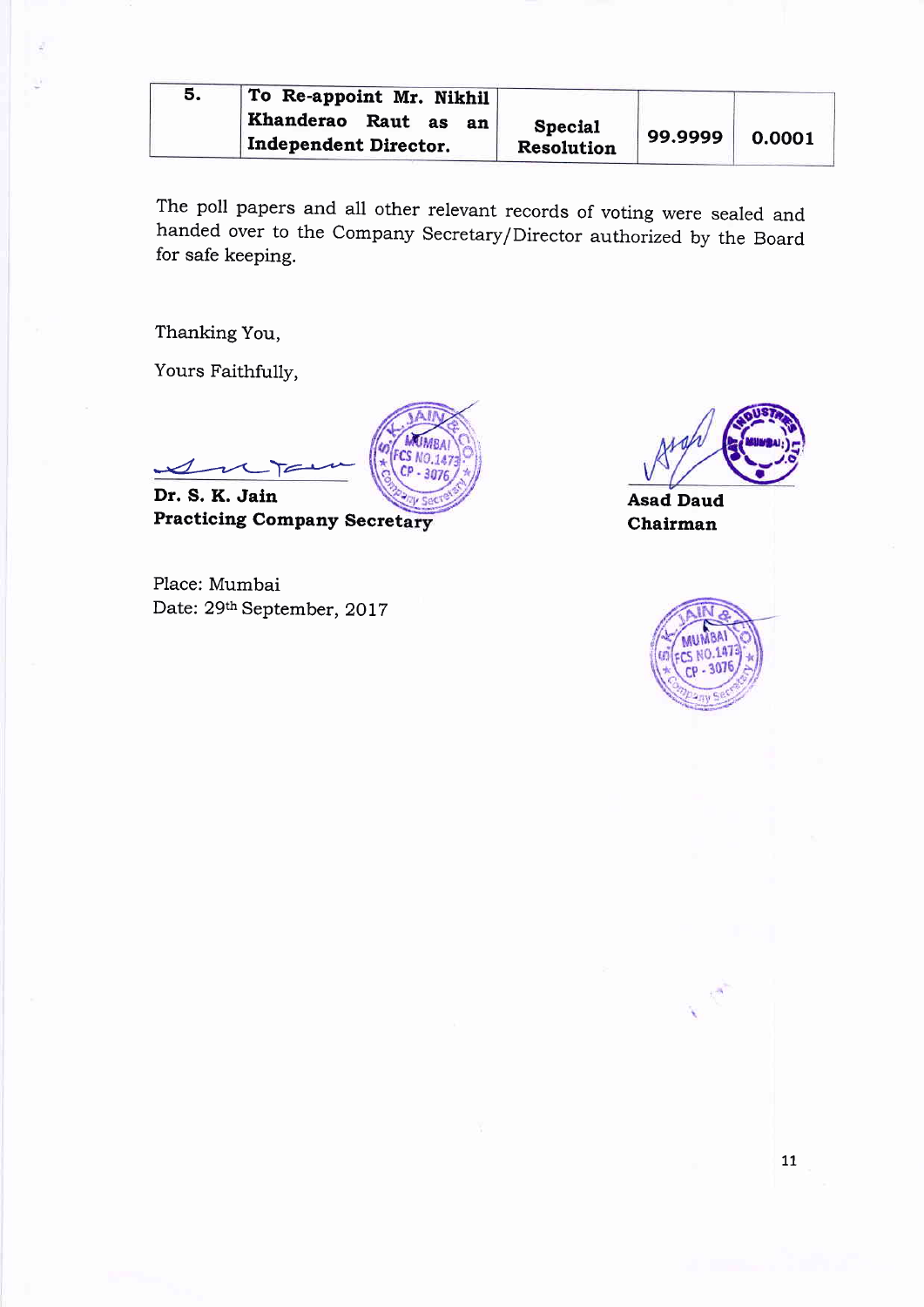| | | | | |
|---|---|---|---|---|
| **5.** | **To Re-appoint Mr. Nikhil Khanderao Raut as an Independent Director.** | **Special Resolution** | **99.9999** | **0.0001** |

The poll papers and all other relevant records of voting were sealed and handed over to the Company Secretary/Director authorized by the Board for safe keeping.

Thanking You,

Yours Faithfully,

**Dr. S. K. Jain**
**Practicing Company Secretary**

**Asad Daud**
**Chairman**

Place: Mumbai
Date: 29th September, 2017